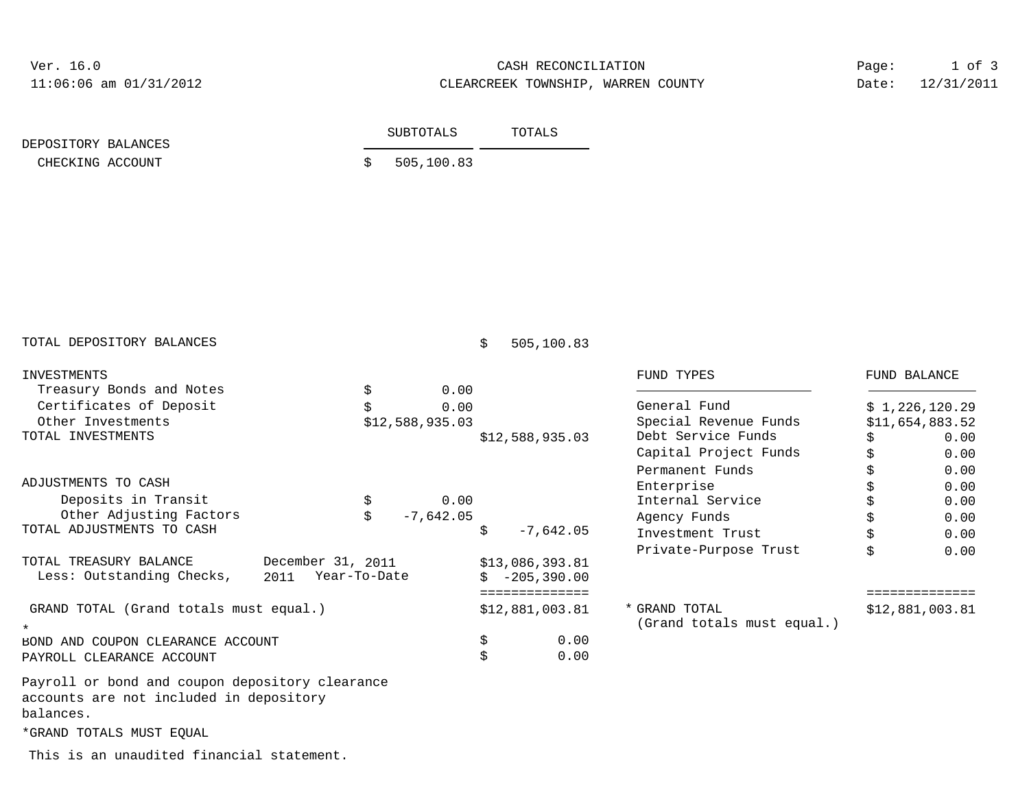Ver. 16.0
11:06:06 am 01/31/2012

# CASH RECONCILIATION
## CLEARCREEK TOWNSHIP, WARREN COUNTY

Date: 12/31/2011

| | SUBTOTALS | TOTALS |
|---|---|---|
| **DEPOSITORY BALANCES** | | |
| CHECKING ACCOUNT | $ 505,100.83 | |
| TOTAL DEPOSITORY BALANCES | | $ 505,100.83 |
| **INVESTMENTS** | | |
| Treasury Bonds and Notes | $ 0.00 | |
| Certificates of Deposit | $ 0.00 | |
| Other Investments | $12,588,935.03 | |
| TOTAL INVESTMENTS | | $12,588,935.03 |
| **ADJUSTMENTS TO CASH** | | |
| Deposits in Transit | $ 0.00 | |
| Other Adjusting Factors | $ -7,642.05 | |
| TOTAL ADJUSTMENTS TO CASH | | $ -7,642.05 |
| TOTAL TREASURY BALANCE December 31, 2011 | | $13,086,393.81 |
| Less: Outstanding Checks, 2011 Year-To-Date | | $ -205,390.00 |
| GRAND TOTAL (Grand totals must equal.) * | | $12,881,003.81 |
| BOND AND COUPON CLEARANCE ACCOUNT | | $ 0.00 |
| PAYROLL CLEARANCE ACCOUNT | | $ 0.00 |

| FUND TYPES | FUND BALANCE |
|---|---|
| General Fund | $ 1,226,120.29 |
| Special Revenue Funds | $11,654,883.52 |
| Debt Service Funds | $ 0.00 |
| Capital Project Funds | $ 0.00 |
| Permanent Funds | $ 0.00 |
| Enterprise | $ 0.00 |
| Internal Service | $ 0.00 |
| Agency Funds | $ 0.00 |
| Investment Trust | $ 0.00 |
| Private-Purpose Trust | $ 0.00 |
| * GRAND TOTAL (Grand totals must equal.) | $12,881,003.81 |

Payroll or bond and coupon depository clearance accounts are not included in depository balances.

*GRAND TOTALS MUST EQUAL

This is an unaudited financial statement.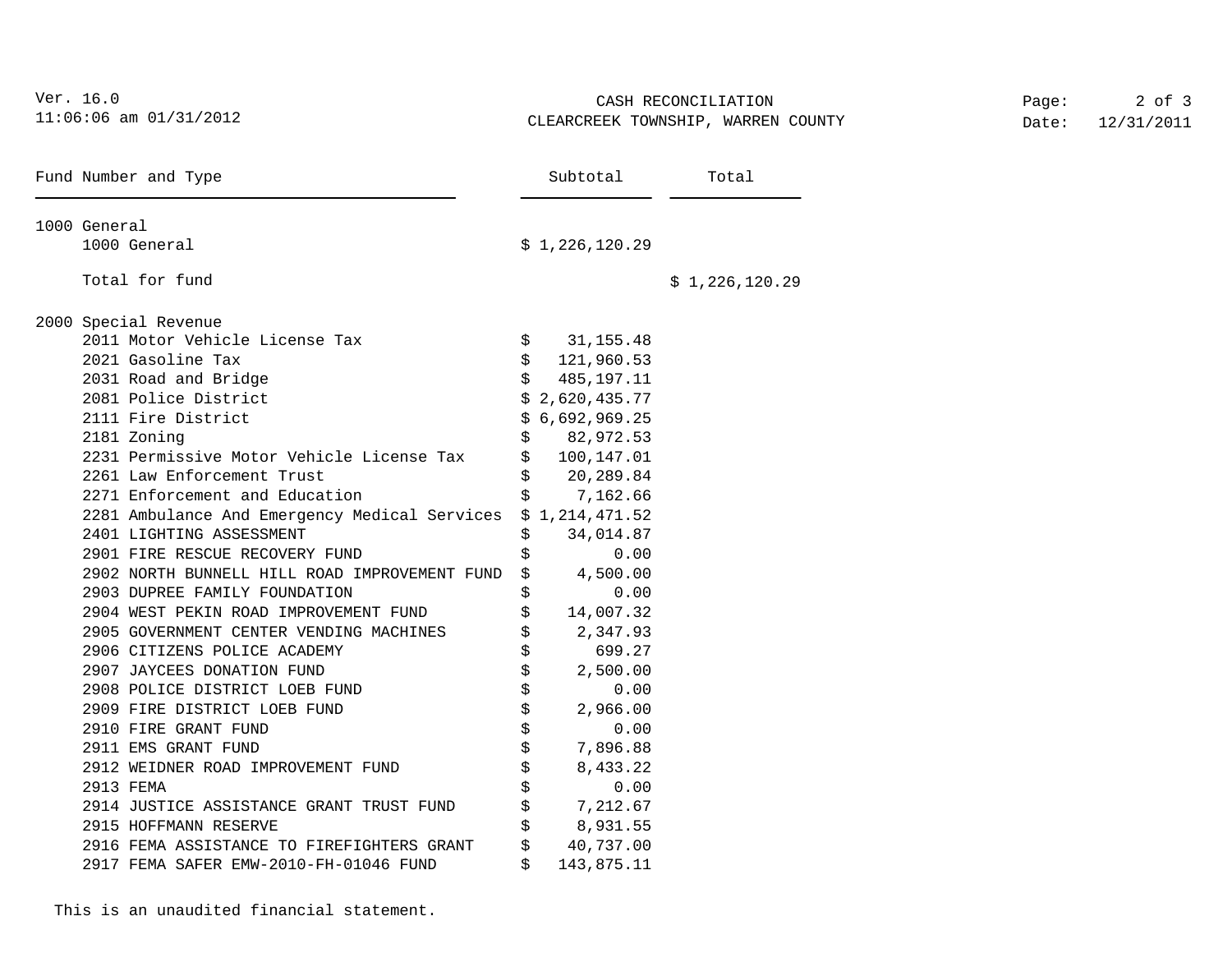# CASH RECONCILIATION

## CLEARCREEK TOWNSHIP, WARREN COUNTY

Ver. 16.0
11:06:06 am 01/31/2012

Date: 12/31/2011

| Fund Number and Type | Subtotal | Total |
|---|---|---|
| **1000 General** | | |
| 1000 General | $ 1,226,120.29 | |
| Total for fund | | $ 1,226,120.29 |
| **2000 Special Revenue** | | |
| 2011 Motor Vehicle License Tax | $ 31,155.48 | |
| 2021 Gasoline Tax | $ 121,960.53 | |
| 2031 Road and Bridge | $ 485,197.11 | |
| 2081 Police District | $ 2,620,435.77 | |
| 2111 Fire District | $ 6,692,969.25 | |
| 2181 Zoning | $ 82,972.53 | |
| 2231 Permissive Motor Vehicle License Tax | $ 100,147.01 | |
| 2261 Law Enforcement Trust | $ 20,289.84 | |
| 2271 Enforcement and Education | $ 7,162.66 | |
| 2281 Ambulance And Emergency Medical Services | $ 1,214,471.52 | |
| 2401 LIGHTING ASSESSMENT | $ 34,014.87 | |
| 2901 FIRE RESCUE RECOVERY FUND | $ 0.00 | |
| 2902 NORTH BUNNELL HILL ROAD IMPROVEMENT FUND | $ 4,500.00 | |
| 2903 DUPREE FAMILY FOUNDATION | $ 0.00 | |
| 2904 WEST PEKIN ROAD IMPROVEMENT FUND | $ 14,007.32 | |
| 2905 GOVERNMENT CENTER VENDING MACHINES | $ 2,347.93 | |
| 2906 CITIZENS POLICE ACADEMY | $ 699.27 | |
| 2907 JAYCEES DONATION FUND | $ 2,500.00 | |
| 2908 POLICE DISTRICT LOEB FUND | $ 0.00 | |
| 2909 FIRE DISTRICT LOEB FUND | $ 2,966.00 | |
| 2910 FIRE GRANT FUND | $ 0.00 | |
| 2911 EMS GRANT FUND | $ 7,896.88 | |
| 2912 WEIDNER ROAD IMPROVEMENT FUND | $ 8,433.22 | |
| 2913 FEMA | $ 0.00 | |
| 2914 JUSTICE ASSISTANCE GRANT TRUST FUND | $ 7,212.67 | |
| 2915 HOFFMANN RESERVE | $ 8,931.55 | |
| 2916 FEMA ASSISTANCE TO FIREFIGHTERS GRANT | $ 40,737.00 | |
| 2917 FEMA SAFER EMW-2010-FH-01046 FUND | $ 143,875.11 | |

This is an unaudited financial statement.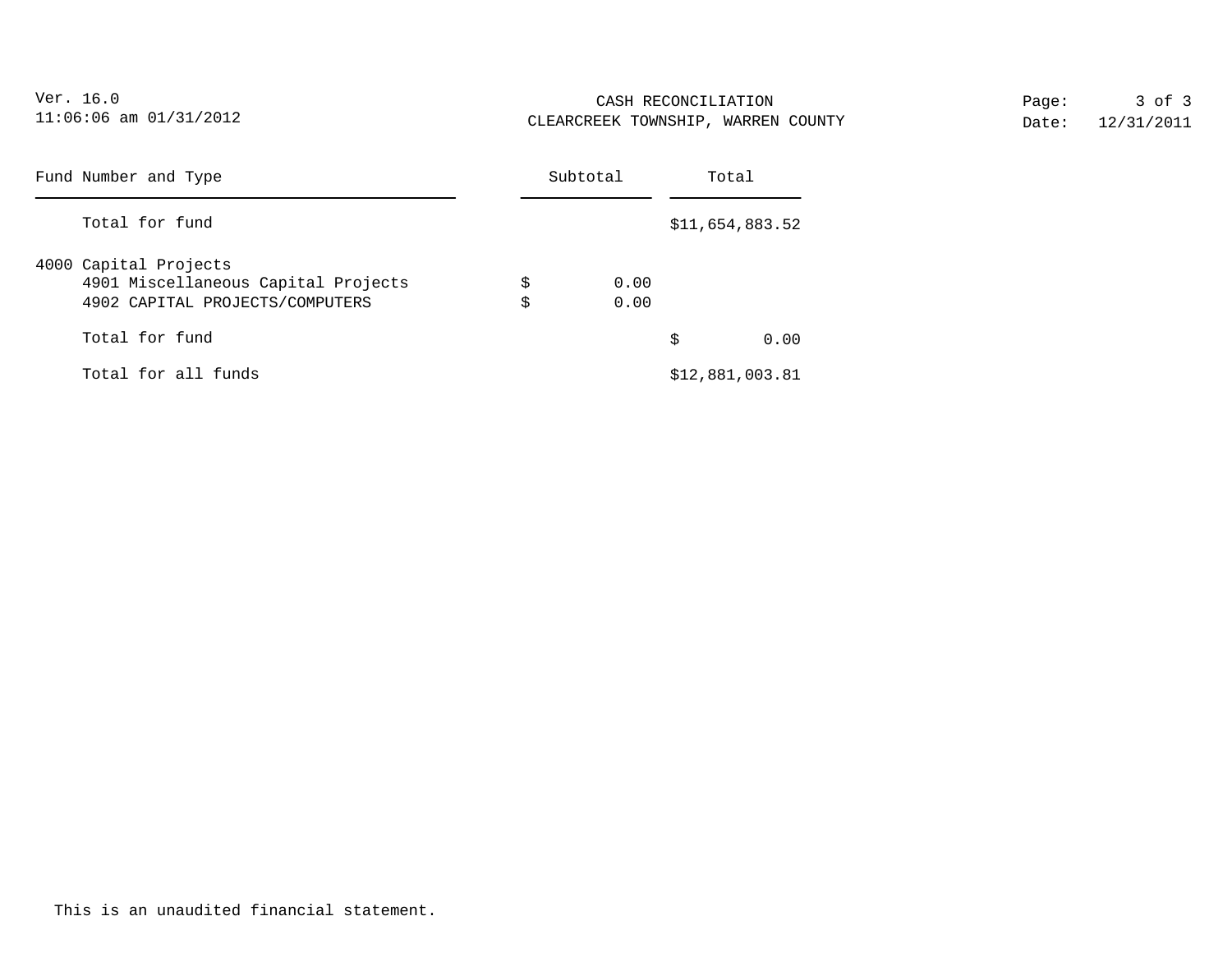# CASH RECONCILIATION

## CLEARCREEK TOWNSHIP, WARREN COUNTY

Ver. 16.0
11:06:06 am 01/31/2012

Date: 12/31/2011

| Fund Number and Type | Subtotal | Total |
|---|---|---|
| Total for fund | | $11,654,883.52 |
| 4000 Capital Projects | | |
| 4901 Miscellaneous Capital Projects | $ 0.00 | |
| 4902 CAPITAL PROJECTS/COMPUTERS | $ 0.00 | |
| Total for fund | | $ 0.00 |
| Total for all funds | | $12,881,003.81 |

This is an unaudited financial statement.